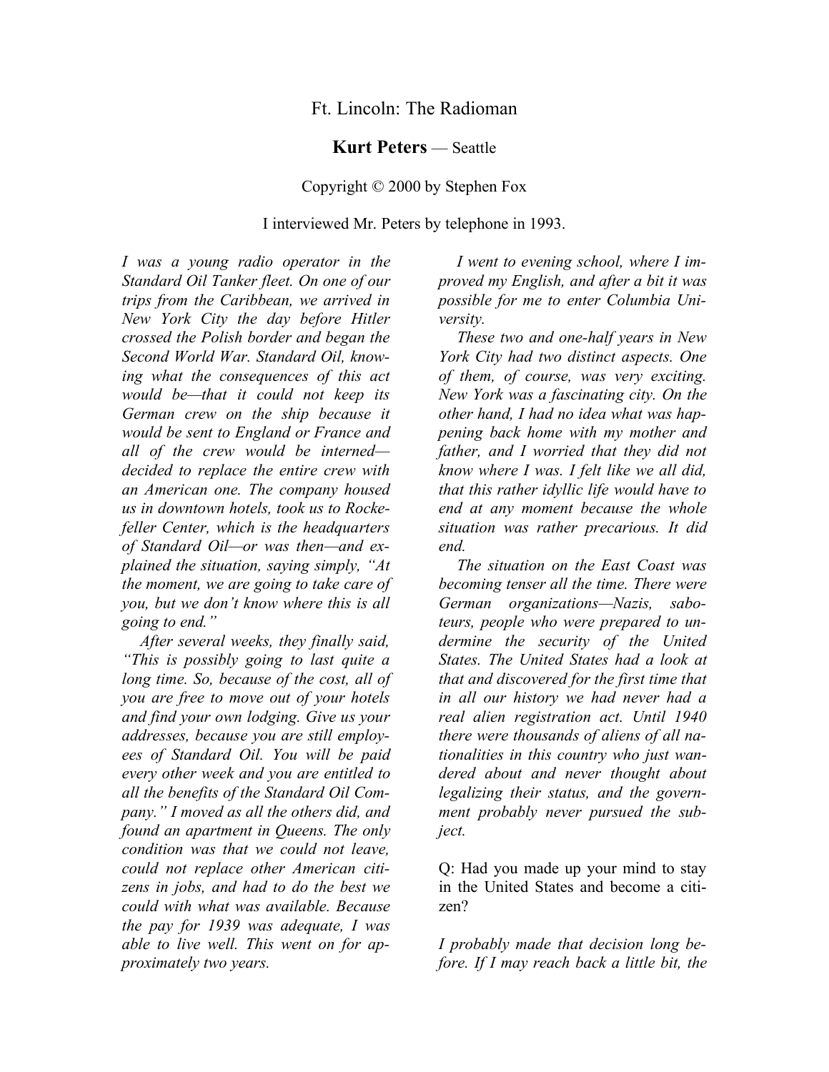# Ft. Lincoln: The Radioman

## **Kurt Peters** — Seattle

Copyright © 2000 by Stephen Fox

I interviewed Mr. Peters by telephone in 1993.

*I was a young radio operator in the Standard Oil Tanker fleet. On one of our trips from the Caribbean, we arrived in New York City the day before Hitler crossed the Polish border and began the Second World War. Standard Oil, knowing what the consequences of this act would be—that it could not keep its German crew on the ship because it would be sent to England or France and all of the crew would be interned—decided to replace the entire crew with an American one. The company housed us in downtown hotels, took us to Rockefeller Center, which is the headquarters of Standard Oil—or was then—and explained the situation, saying simply, "At the moment, we are going to take care of you, but we don't know where this is all going to end."*

*After several weeks, they finally said, "This is possibly going to last quite a long time. So, because of the cost, all of you are free to move out of your hotels and find your own lodging. Give us your addresses, because you are still employees of Standard Oil. You will be paid every other week and you are entitled to all the benefits of the Standard Oil Company." I moved as all the others did, and found an apartment in Queens. The only condition was that we could not leave, could not replace other American citizens in jobs, and had to do the best we could with what was available. Because the pay for 1939 was adequate, I was able to live well. This went on for approximately two years.*

*I went to evening school, where I improved my English, and after a bit it was possible for me to enter Columbia University.*

*These two and one-half years in New York City had two distinct aspects. One of them, of course, was very exciting. New York was a fascinating city. On the other hand, I had no idea what was happening back home with my mother and father, and I worried that they did not know where I was. I felt like we all did, that this rather idyllic life would have to end at any moment because the whole situation was rather precarious. It did end.*

*The situation on the East Coast was becoming tenser all the time. There were German organizations—Nazis, saboteurs, people who were prepared to undermine the security of the United States. The United States had a look at that and discovered for the first time that in all our history we had never had a real alien registration act. Until 1940 there were thousands of aliens of all nationalities in this country who just wandered about and never thought about legalizing their status, and the government probably never pursued the subject.*

Q: Had you made up your mind to stay in the United States and become a citizen?

*I probably made that decision long before. If I may reach back a little bit, the*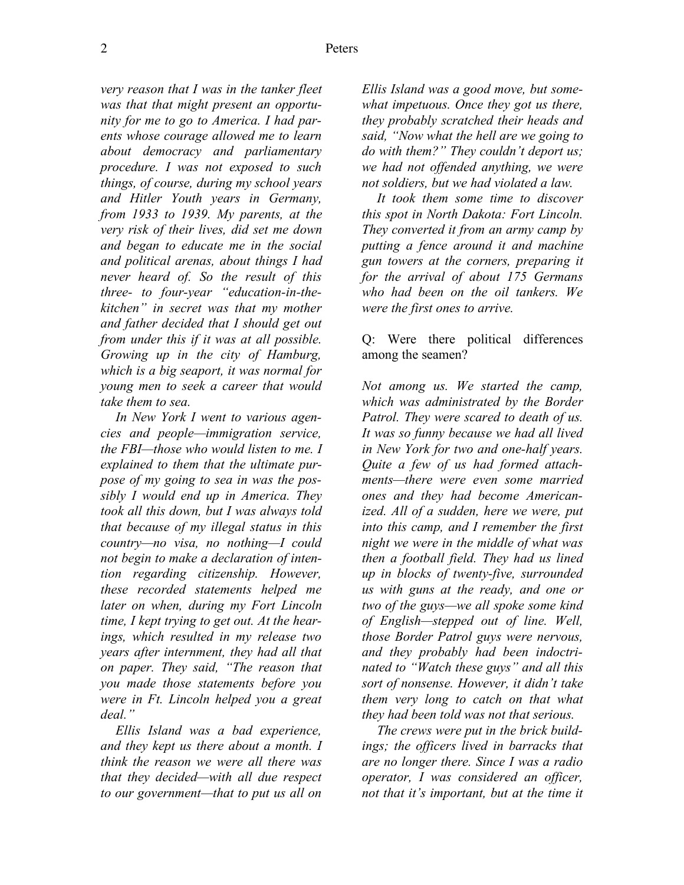*very reason that I was in the tanker fleet was that that might present an opportunity for me to go to America. I had parents whose courage allowed me to learn about democracy and parliamentary procedure. I was not exposed to such things, of course, during my school years and Hitler Youth years in Germany, from 1933 to 1939. My parents, at the very risk of their lives, did set me down and began to educate me in the social and political arenas, about things I had never heard of. So the result of this three- to four-year "education-in-the-kitchen" in secret was that my mother and father decided that I should get out from under this if it was at all possible. Growing up in the city of Hamburg, which is a big seaport, it was normal for young men to seek a career that would take them to sea.*

*In New York I went to various agencies and people—immigration service, the FBI—those who would listen to me. I explained to them that the ultimate purpose of my going to sea in was the possibly I would end up in America. They took all this down, but I was always told that because of my illegal status in this country—no visa, no nothing—I could not begin to make a declaration of intention regarding citizenship. However, these recorded statements helped me later on when, during my Fort Lincoln time, I kept trying to get out. At the hearings, which resulted in my release two years after internment, they had all that on paper. They said, "The reason that you made those statements before you were in Ft. Lincoln helped you a great deal."*

*Ellis Island was a bad experience, and they kept us there about a month. I think the reason we were all there was that they decided—with all due respect to our government—that to put us all on Ellis Island was a good move, but somewhat impetuous. Once they got us there, they probably scratched their heads and said, "Now what the hell are we going to do with them?" They couldn't deport us; we had not offended anything, we were not soldiers, but we had violated a law.*

*It took them some time to discover this spot in North Dakota: Fort Lincoln. They converted it from an army camp by putting a fence around it and machine gun towers at the corners, preparing it for the arrival of about 175 Germans who had been on the oil tankers. We were the first ones to arrive.*

Q: Were there political differences among the seamen?

*Not among us. We started the camp, which was administrated by the Border Patrol. They were scared to death of us. It was so funny because we had all lived in New York for two and one-half years. Quite a few of us had formed attachments—there were even some married ones and they had become Americanized. All of a sudden, here we were, put into this camp, and I remember the first night we were in the middle of what was then a football field. They had us lined up in blocks of twenty-five, surrounded us with guns at the ready, and one or two of the guys—we all spoke some kind of English—stepped out of line. Well, those Border Patrol guys were nervous, and they probably had been indoctrinated to "Watch these guys" and all this sort of nonsense. However, it didn't take them very long to catch on that what they had been told was not that serious.*

*The crews were put in the brick buildings; the officers lived in barracks that are no longer there. Since I was a radio operator, I was considered an officer, not that it's important, but at the time it*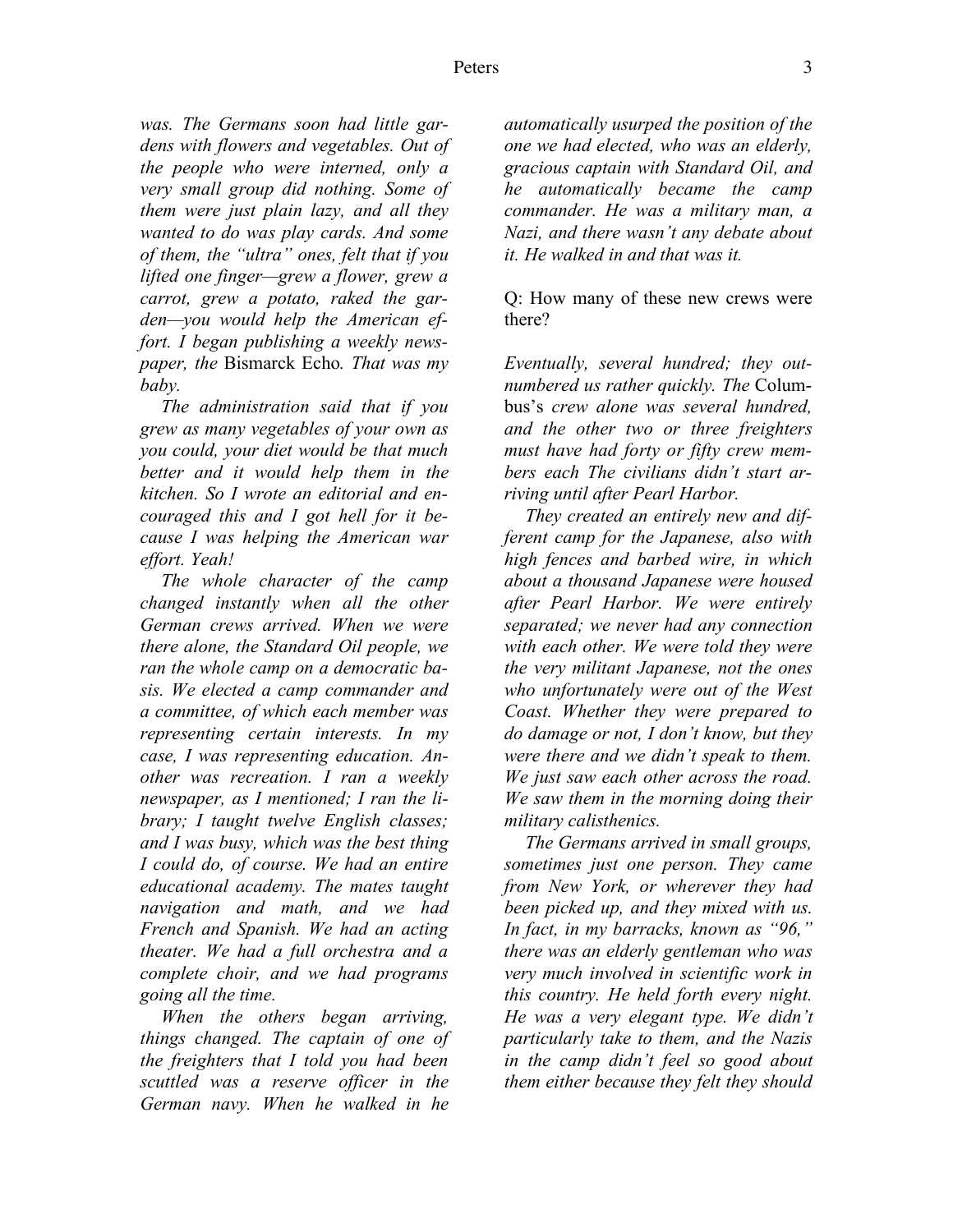*was. The Germans soon had little gardens with flowers and vegetables. Out of the people who were interned, only a very small group did nothing. Some of them were just plain lazy, and all they wanted to do was play cards. And some of them, the "ultra" ones, felt that if you lifted one finger—grew a flower, grew a carrot, grew a potato, raked the garden—you would help the American effort. I began publishing a weekly newspaper, the* Bismarck Echo*. That was my baby.*

*The administration said that if you grew as many vegetables of your own as you could, your diet would be that much better and it would help them in the kitchen. So I wrote an editorial and encouraged this and I got hell for it because I was helping the American war effort. Yeah!*

*The whole character of the camp changed instantly when all the other German crews arrived. When we were there alone, the Standard Oil people, we ran the whole camp on a democratic basis. We elected a camp commander and a committee, of which each member was representing certain interests. In my case, I was representing education. Another was recreation. I ran a weekly newspaper, as I mentioned; I ran the library; I taught twelve English classes; and I was busy, which was the best thing I could do, of course. We had an entire educational academy. The mates taught navigation and math, and we had French and Spanish. We had an acting theater. We had a full orchestra and a complete choir, and we had programs going all the time.*

*When the others began arriving, things changed. The captain of one of the freighters that I told you had been scuttled was a reserve officer in the German navy. When he walked in he automatically usurped the position of the one we had elected, who was an elderly, gracious captain with Standard Oil, and he automatically became the camp commander. He was a military man, a Nazi, and there wasn't any debate about it. He walked in and that was it.*

Q: How many of these new crews were there?

*Eventually, several hundred; they outnumbered us rather quickly. The* Columbus*'s crew alone was several hundred, and the other two or three freighters must have had forty or fifty crew members each The civilians didn't start arriving until after Pearl Harbor.*

*They created an entirely new and different camp for the Japanese, also with high fences and barbed wire, in which about a thousand Japanese were housed after Pearl Harbor. We were entirely separated; we never had any connection with each other. We were told they were the very militant Japanese, not the ones who unfortunately were out of the West Coast. Whether they were prepared to do damage or not, I don't know, but they were there and we didn't speak to them. We just saw each other across the road. We saw them in the morning doing their military calisthenics.*

*The Germans arrived in small groups, sometimes just one person. They came from New York, or wherever they had been picked up, and they mixed with us. In fact, in my barracks, known as "96," there was an elderly gentleman who was very much involved in scientific work in this country. He held forth every night. He was a very elegant type. We didn't particularly take to them, and the Nazis in the camp didn't feel so good about them either because they felt they should*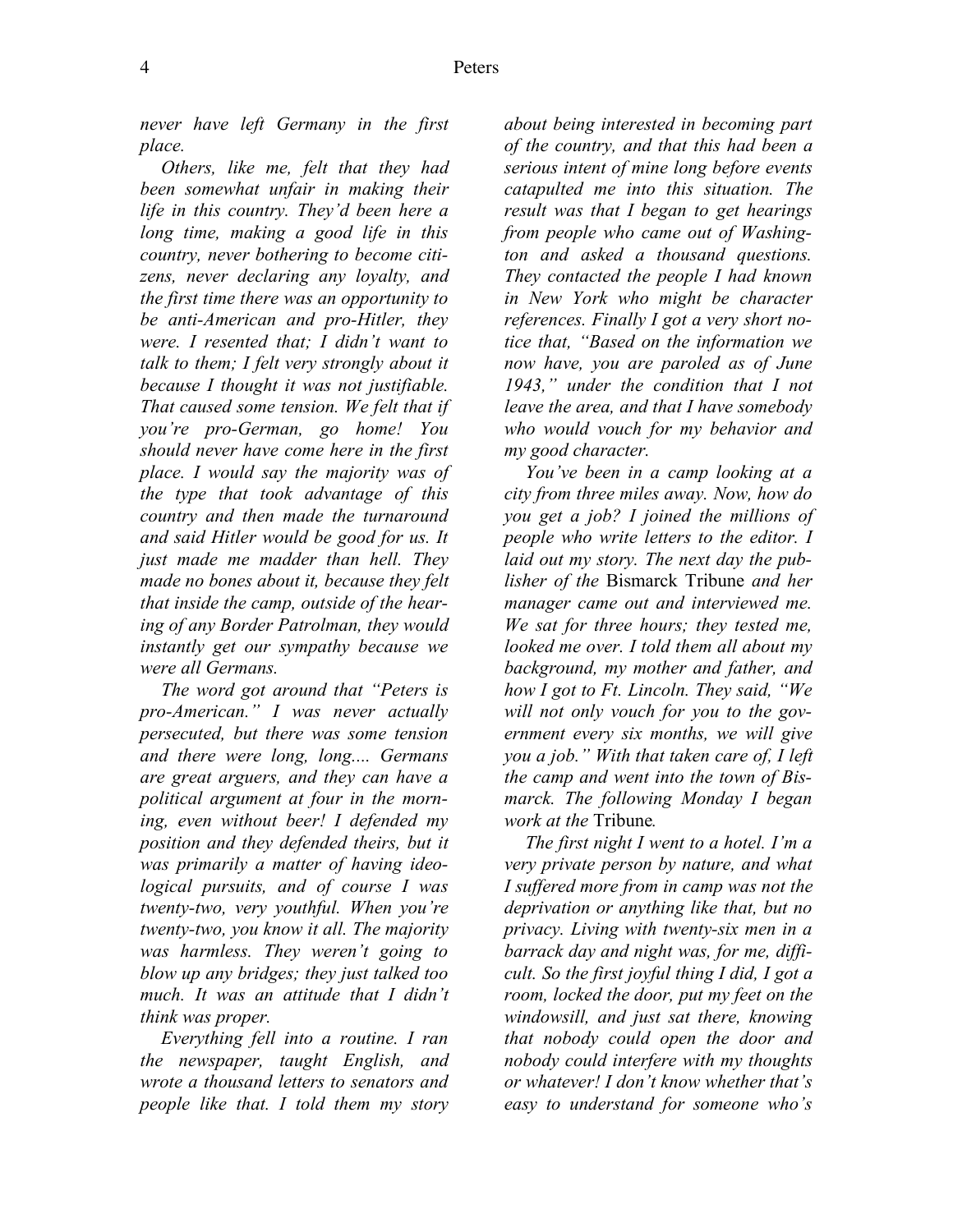*never have left Germany in the first place.*

*Others, like me, felt that they had been somewhat unfair in making their life in this country. They'd been here a long time, making a good life in this country, never bothering to become citizens, never declaring any loyalty, and the first time there was an opportunity to be anti-American and pro-Hitler, they were. I resented that; I didn't want to talk to them; I felt very strongly about it because I thought it was not justifiable. That caused some tension. We felt that if you're pro-German, go home! You should never have come here in the first place. I would say the majority was of the type that took advantage of this country and then made the turnaround and said Hitler would be good for us. It just made me madder than hell. They made no bones about it, because they felt that inside the camp, outside of the hearing of any Border Patrolman, they would instantly get our sympathy because we were all Germans.*

*The word got around that "Peters is pro-American." I was never actually persecuted, but there was some tension and there were long, long.... Germans are great arguers, and they can have a political argument at four in the morning, even without beer! I defended my position and they defended theirs, but it was primarily a matter of having ideological pursuits, and of course I was twenty-two, very youthful. When you're twenty-two, you know it all. The majority was harmless. They weren't going to blow up any bridges; they just talked too much. It was an attitude that I didn't think was proper.*

*Everything fell into a routine. I ran the newspaper, taught English, and wrote a thousand letters to senators and people like that. I told them my story about being interested in becoming part of the country, and that this had been a serious intent of mine long before events catapulted me into this situation. The result was that I began to get hearings from people who came out of Washington and asked a thousand questions. They contacted the people I had known in New York who might be character references. Finally I got a very short notice that, "Based on the information we now have, you are paroled as of June 1943," under the condition that I not leave the area, and that I have somebody who would vouch for my behavior and my good character.*

*You've been in a camp looking at a city from three miles away. Now, how do you get a job? I joined the millions of people who write letters to the editor. I laid out my story. The next day the publisher of the* Bismarck Tribune *and her manager came out and interviewed me. We sat for three hours; they tested me, looked me over. I told them all about my background, my mother and father, and how I got to Ft. Lincoln. They said, "We will not only vouch for you to the government every six months, we will give you a job." With that taken care of, I left the camp and went into the town of Bismarck. The following Monday I began work at the* Tribune*.*

*The first night I went to a hotel. I'm a very private person by nature, and what I suffered more from in camp was not the deprivation or anything like that, but no privacy. Living with twenty-six men in a barrack day and night was, for me, difficult. So the first joyful thing I did, I got a room, locked the door, put my feet on the windowsill, and just sat there, knowing that nobody could open the door and nobody could interfere with my thoughts or whatever! I don't know whether that's easy to understand for someone who's*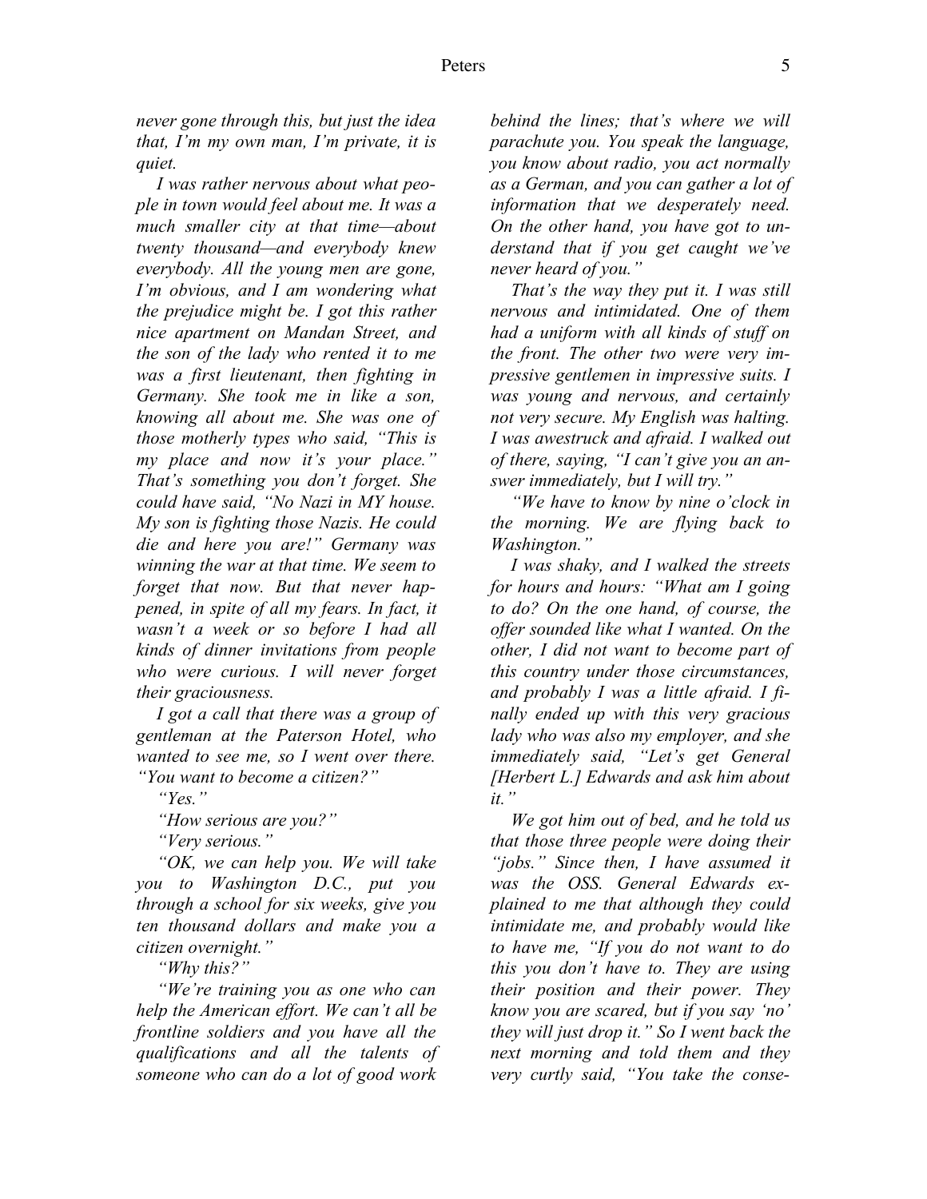*never gone through this, but just the idea that, I'm my own man, I'm private, it is quiet.*

*I was rather nervous about what people in town would feel about me. It was a much smaller city at that time—about twenty thousand—and everybody knew everybody. All the young men are gone, I'm obvious, and I am wondering what the prejudice might be. I got this rather nice apartment on Mandan Street, and the son of the lady who rented it to me was a first lieutenant, then fighting in Germany. She took me in like a son, knowing all about me. She was one of those motherly types who said, "This is my place and now it's your place." That's something you don't forget. She could have said, "No Nazi in MY house. My son is fighting those Nazis. He could die and here you are!" Germany was winning the war at that time. We seem to forget that now. But that never happened, in spite of all my fears. In fact, it wasn't a week or so before I had all kinds of dinner invitations from people who were curious. I will never forget their graciousness.*

*I got a call that there was a group of gentleman at the Paterson Hotel, who wanted to see me, so I went over there. "You want to become a citizen?"*

*"Yes."*

*"How serious are you?"*

*"Very serious."*

*"OK, we can help you. We will take you to Washington D.C., put you through a school for six weeks, give you ten thousand dollars and make you a citizen overnight."*

*"Why this?"*

*"We're training you as one who can help the American effort. We can't all be frontline soldiers and you have all the qualifications and all the talents of someone who can do a lot of good work behind the lines; that's where we will parachute you. You speak the language, you know about radio, you act normally as a German, and you can gather a lot of information that we desperately need. On the other hand, you have got to understand that if you get caught we've never heard of you."*

*That's the way they put it. I was still nervous and intimidated. One of them had a uniform with all kinds of stuff on the front. The other two were very impressive gentlemen in impressive suits. I was young and nervous, and certainly not very secure. My English was halting. I was awestruck and afraid. I walked out of there, saying, "I can't give you an answer immediately, but I will try."*

*"We have to know by nine o'clock in the morning. We are flying back to Washington."*

*I was shaky, and I walked the streets for hours and hours: "What am I going to do? On the one hand, of course, the offer sounded like what I wanted. On the other, I did not want to become part of this country under those circumstances, and probably I was a little afraid. I finally ended up with this very gracious lady who was also my employer, and she immediately said, "Let's get General [Herbert L.] Edwards and ask him about it."*

*We got him out of bed, and he told us that those three people were doing their "jobs." Since then, I have assumed it was the OSS. General Edwards explained to me that although they could intimidate me, and probably would like to have me, "If you do not want to do this you don't have to. They are using their position and their power. They know you are scared, but if you say 'no' they will just drop it." So I went back the next morning and told them and they very curtly said, "You take the conse-*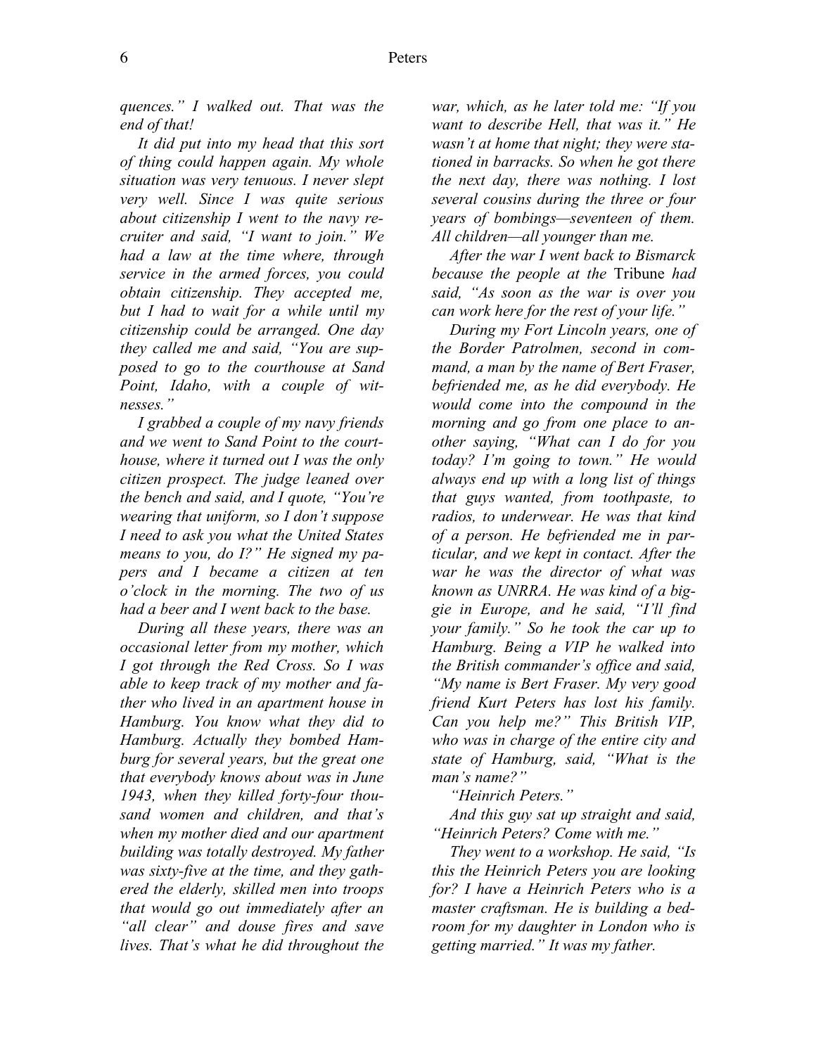*quences." I walked out. That was the end of that!*

*It did put into my head that this sort of thing could happen again. My whole situation was very tenuous. I never slept very well. Since I was quite serious about citizenship I went to the navy recruiter and said, "I want to join." We had a law at the time where, through service in the armed forces, you could obtain citizenship. They accepted me, but I had to wait for a while until my citizenship could be arranged. One day they called me and said, "You are supposed to go to the courthouse at Sand Point, Idaho, with a couple of witnesses."*

*I grabbed a couple of my navy friends and we went to Sand Point to the courthouse, where it turned out I was the only citizen prospect. The judge leaned over the bench and said, and I quote, "You're wearing that uniform, so I don't suppose I need to ask you what the United States means to you, do I?" He signed my papers and I became a citizen at ten o'clock in the morning. The two of us had a beer and I went back to the base.*

*During all these years, there was an occasional letter from my mother, which I got through the Red Cross. So I was able to keep track of my mother and father who lived in an apartment house in Hamburg. You know what they did to Hamburg. Actually they bombed Hamburg for several years, but the great one that everybody knows about was in June 1943, when they killed forty-four thousand women and children, and that's when my mother died and our apartment building was totally destroyed. My father was sixty-five at the time, and they gathered the elderly, skilled men into troops that would go out immediately after an "all clear" and douse fires and save lives. That's what he did throughout the war, which, as he later told me: "If you want to describe Hell, that was it." He wasn't at home that night; they were stationed in barracks. So when he got there the next day, there was nothing. I lost several cousins during the three or four years of bombings—seventeen of them. All children—all younger than me.*

*After the war I went back to Bismarck because the people at the* Tribune *had said, "As soon as the war is over you can work here for the rest of your life."*

*During my Fort Lincoln years, one of the Border Patrolmen, second in command, a man by the name of Bert Fraser, befriended me, as he did everybody. He would come into the compound in the morning and go from one place to another saying, "What can I do for you today? I'm going to town." He would always end up with a long list of things that guys wanted, from toothpaste, to radios, to underwear. He was that kind of a person. He befriended me in particular, and we kept in contact. After the war he was the director of what was known as UNRRA. He was kind of a biggie in Europe, and he said, "I'll find your family." So he took the car up to Hamburg. Being a VIP he walked into the British commander's office and said, "My name is Bert Fraser. My very good friend Kurt Peters has lost his family. Can you help me?" This British VIP, who was in charge of the entire city and state of Hamburg, said, "What is the man's name?"*

*"Heinrich Peters."*

*And this guy sat up straight and said, "Heinrich Peters? Come with me."*

*They went to a workshop. He said, "Is this the Heinrich Peters you are looking for? I have a Heinrich Peters who is a master craftsman. He is building a bedroom for my daughter in London who is getting married." It was my father.*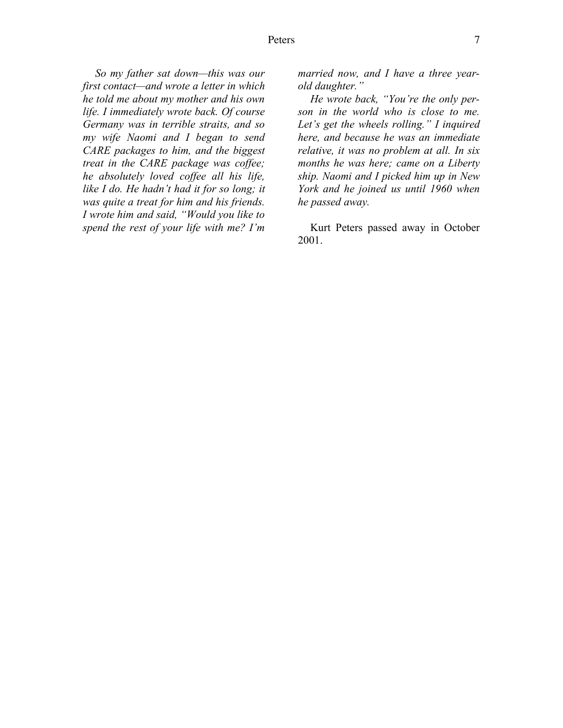*So my father sat down—this was our first contact—and wrote a letter in which he told me about my mother and his own life. I immediately wrote back. Of course Germany was in terrible straits, and so my wife Naomi and I began to send CARE packages to him, and the biggest treat in the CARE package was coffee; he absolutely loved coffee all his life, like I do. He hadn't had it for so long; it was quite a treat for him and his friends. I wrote him and said, "Would you like to spend the rest of your life with me? I'm married now, and I have a three year-old daughter."*

*He wrote back, "You're the only person in the world who is close to me. Let's get the wheels rolling." I inquired here, and because he was an immediate relative, it was no problem at all. In six months he was here; came on a Liberty ship. Naomi and I picked him up in New York and he joined us until 1960 when he passed away.*

Kurt Peters passed away in October 2001.